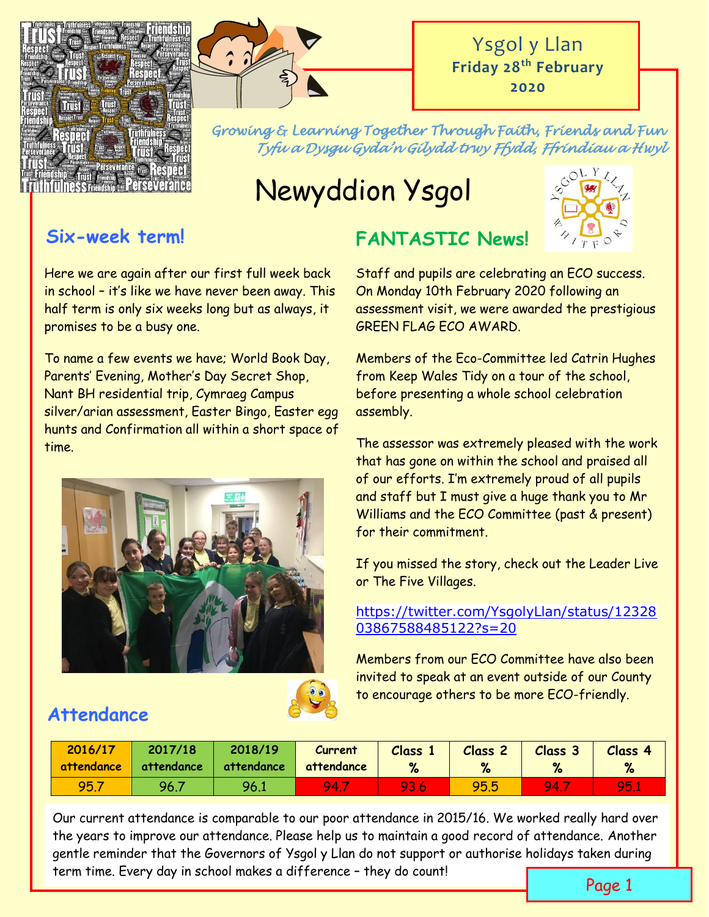Ysgol y Llan
**Friday 28th February 2020**

*Growing & Learning Together Through Faith, Friends and Fun*
*Tyfu a Dysgu Gyda'n Gilydd trwy Ffydd, Ffrindiau a Hwyl*

# Newyddion Ysgol

## Six-week term!

Here we are again after our first full week back in school – it's like we have never been away. This half term is only six weeks long but as always, it promises to be a busy one.

To name a few events we have; World Book Day, Parents' Evening, Mother's Day Secret Shop, Nant BH residential trip, Cymraeg Campus silver/arian assessment, Easter Bingo, Easter egg hunts and Confirmation all within a short space of time.

## FANTASTIC News!

Staff and pupils are celebrating an ECO success. On Monday 10th February 2020 following an assessment visit, we were awarded the prestigious GREEN FLAG ECO AWARD.

Members of the Eco-Committee led Catrin Hughes from Keep Wales Tidy on a tour of the school, before presenting a whole school celebration assembly.

The assessor was extremely pleased with the work that has gone on within the school and praised all of our efforts. I'm extremely proud of all pupils and staff but I must give a huge thank you to Mr Williams and the ECO Committee (past & present) for their commitment.

If you missed the story, check out the Leader Live or The Five Villages.

https://twitter.com/YsgolyLlan/status/1232803867588485122?s=20

Members from our ECO Committee have also been invited to speak at an event outside of our County to encourage others to be more ECO-friendly.

## Attendance

| 2016/17 attendance | 2017/18 attendance | 2018/19 attendance | Current attendance | Class 1 % | Class 2 % | Class 3 % | Class 4 % |
|---|---|---|---|---|---|---|---|
| 95.7 | 96.7 | 96.1 | 94.7 | 93.6 | 95.5 | 94.7 | 95.1 |

Our current attendance is comparable to our poor attendance in 2015/16. We worked really hard over the years to improve our attendance. Please help us to maintain a good record of attendance. Another gentle reminder that the Governors of Ysgol y Llan do not support or authorise holidays taken during term time. Every day in school makes a difference – they do count!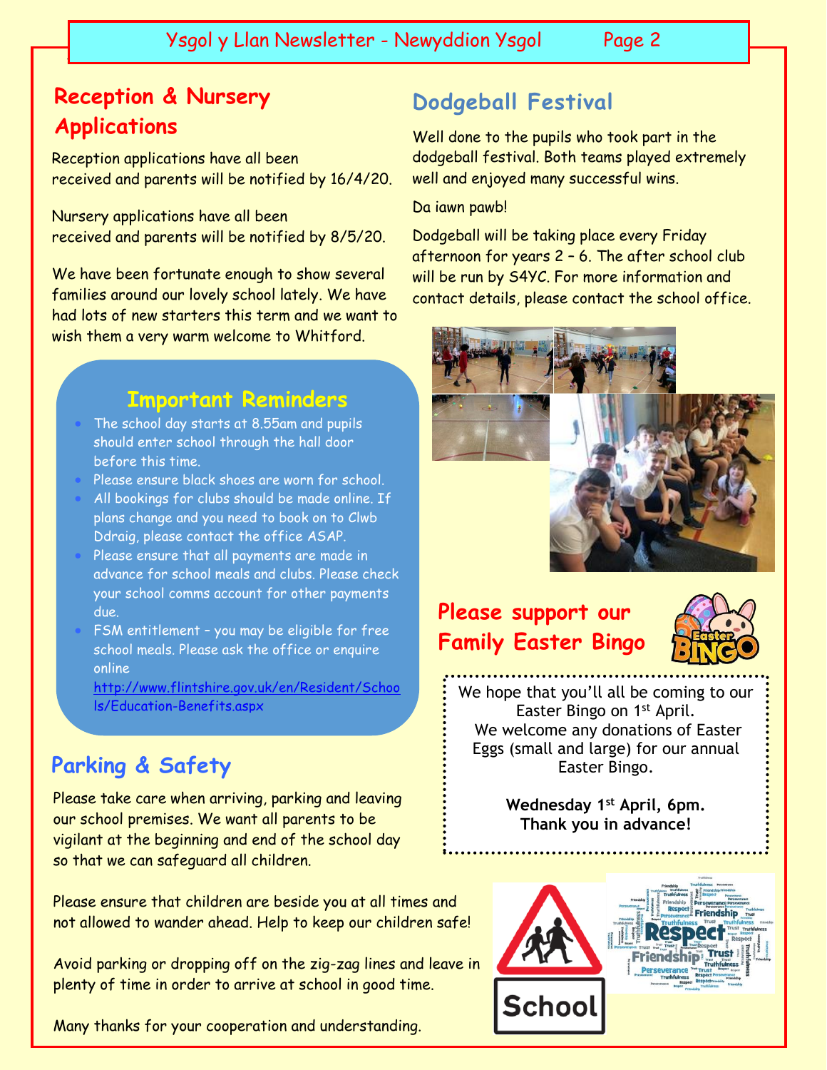## Reception & Nursery Applications

Reception applications have all been received and parents will be notified by 16/4/20.

Nursery applications have all been received and parents will be notified by 8/5/20.

We have been fortunate enough to show several families around our lovely school lately. We have had lots of new starters this term and we want to wish them a very warm welcome to Whitford.

### Important Reminders

- The school day starts at 8.55am and pupils should enter school through the hall door before this time.
- Please ensure black shoes are worn for school.
- All bookings for clubs should be made online. If plans change and you need to book on to Clwb Ddraig, please contact the office ASAP.
- Please ensure that all payments are made in advance for school meals and clubs. Please check your school comms account for other payments due.
- FSM entitlement – you may be eligible for free school meals. Please ask the office or enquire online http://www.flintshire.gov.uk/en/Resident/Schools/Education-Benefits.aspx

## Parking & Safety

Please take care when arriving, parking and leaving our school premises. We want all parents to be vigilant at the beginning and end of the school day so that we can safeguard all children.

Please ensure that children are beside you at all times and not allowed to wander ahead. Help to keep our children safe!

Avoid parking or dropping off on the zig-zag lines and leave in plenty of time in order to arrive at school in good time.

Many thanks for your cooperation and understanding.

## Dodgeball Festival

Well done to the pupils who took part in the dodgeball festival. Both teams played extremely well and enjoyed many successful wins.

Da iawn pawb!

Dodgeball will be taking place every Friday afternoon for years 2 – 6. The after school club will be run by S4YC. For more information and contact details, please contact the school office.

## Please support our Family Easter Bingo

We hope that you'll all be coming to our Easter Bingo on 1st April. We welcome any donations of Easter Eggs (small and large) for our annual Easter Bingo.

**Wednesday 1st April, 6pm.**
**Thank you in advance!**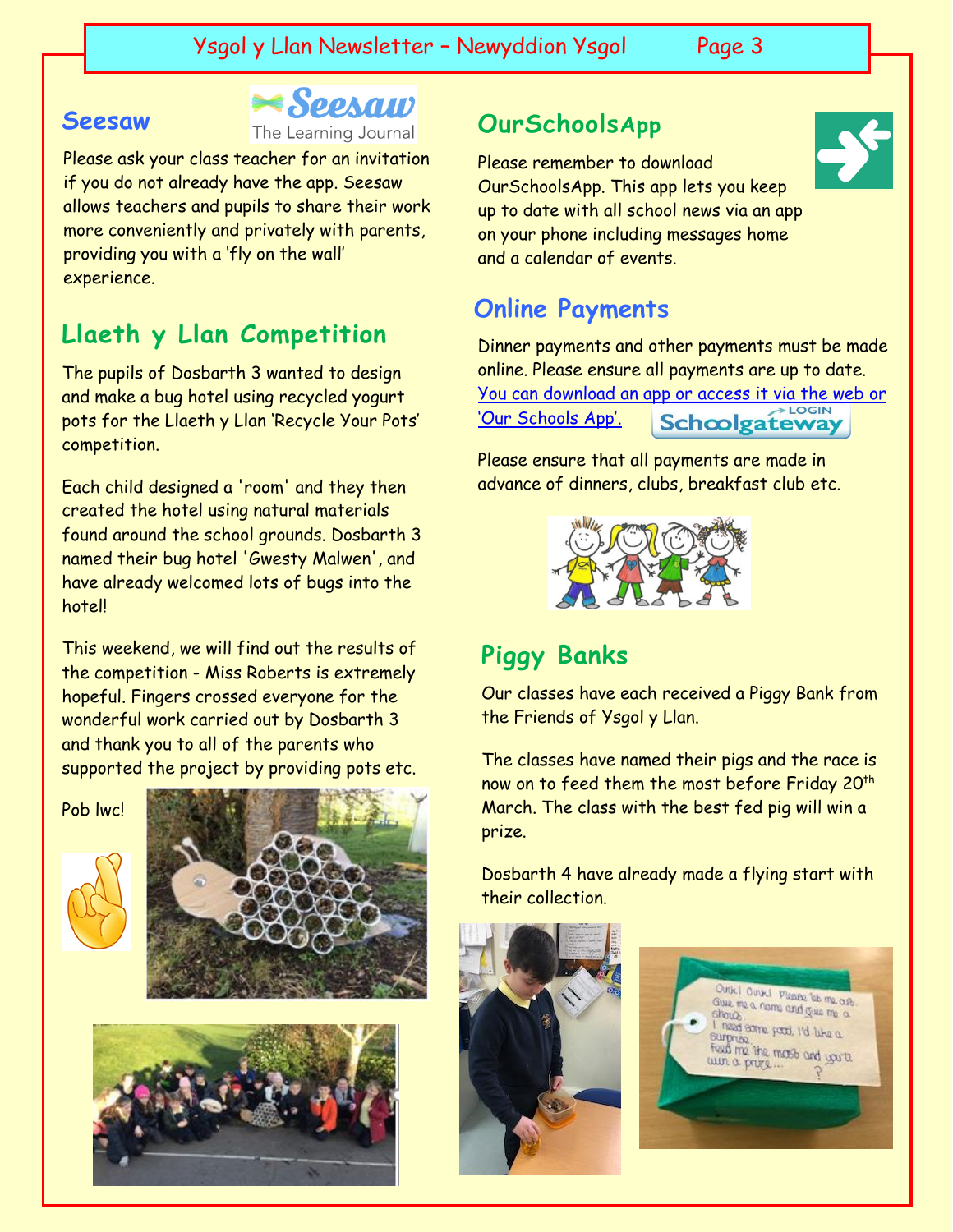## Seesaw

Please ask your class teacher for an invitation if you do not already have the app. Seesaw allows teachers and pupils to share their work more conveniently and privately with parents, providing you with a 'fly on the wall' experience.

## Llaeth y Llan Competition

The pupils of Dosbarth 3 wanted to design and make a bug hotel using recycled yogurt pots for the Llaeth y Llan 'Recycle Your Pots' competition.

Each child designed a 'room' and they then created the hotel using natural materials found around the school grounds. Dosbarth 3 named their bug hotel 'Gwesty Malwen', and have already welcomed lots of bugs into the hotel!

This weekend, we will find out the results of the competition - Miss Roberts is extremely hopeful. Fingers crossed everyone for the wonderful work carried out by Dosbarth 3 and thank you to all of the parents who supported the project by providing pots etc.

Pob lwc!

## OurSchoolsApp

Please remember to download OurSchoolsApp. This app lets you keep up to date with all school news via an app on your phone including messages home and a calendar of events.

## Online Payments

Dinner payments and other payments must be made online. Please ensure all payments are up to date. You can download an app or access it via the web or 'Our Schools App'.

Please ensure that all payments are made in advance of dinners, clubs, breakfast club etc.

## Piggy Banks

Our classes have each received a Piggy Bank from the Friends of Ysgol y Llan.

The classes have named their pigs and the race is now on to feed them the most before Friday 20th March. The class with the best fed pig will win a prize.

Dosbarth 4 have already made a flying start with their collection.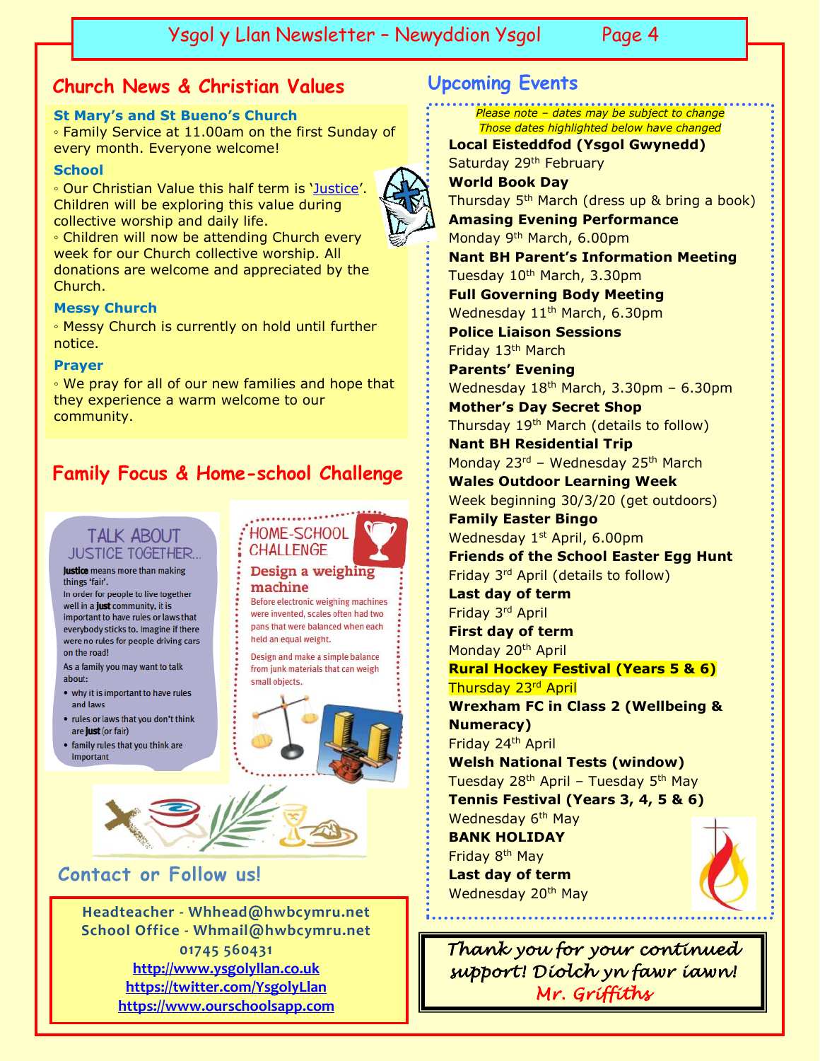## Church News & Christian Values

### St Mary's and St Bueno's Church

◦ Family Service at 11.00am on the first Sunday of every month. Everyone welcome!

### School

◦ Our Christian Value this half term is 'Justice'. Children will be exploring this value during collective worship and daily life.

◦ Children will now be attending Church every week for our Church collective worship. All donations are welcome and appreciated by the Church.

### Messy Church

◦ Messy Church is currently on hold until further notice.

### Prayer

◦ We pray for all of our new families and hope that they experience a warm welcome to our community.

## Family Focus & Home-school Challenge

### TALK ABOUT JUSTICE TOGETHER...

**Justice** means more than making things 'fair'.

In order for people to live together well in a **just** community, it is important to have rules or laws that everybody sticks to. Imagine if there were no rules for people driving cars on the road!

As a family you may want to talk about:

- why it is important to have rules and laws
- rules or laws that you don't think are **just** (or fair)
- family rules that you think are important

### HOME-SCHOOL CHALLENGE

**Design a weighing machine**

Before electronic weighing machines were invented, scales often had two pans that were balanced when each held an equal weight.

Design and make a simple balance from junk materials that can weigh small objects.

## Contact or Follow us!

**Headteacher - Whhead@hwbcymru.net**
**School Office - Whmail@hwbcymru.net**
**01745 560431**
http://www.ysgolyllan.co.uk
https://twitter.com/YsgolyLlan
https://www.ourschoolsapp.com

## Upcoming Events

*Please note – dates may be subject to change*
*Those dates highlighted below have changed*

**Local Eisteddfod (Ysgol Gwynedd)**
Saturday 29th February

**World Book Day**
Thursday 5th March (dress up & bring a book)

**Amasing Evening Performance**
Monday 9th March, 6.00pm

**Nant BH Parent's Information Meeting**
Tuesday 10th March, 3.30pm

**Full Governing Body Meeting**
Wednesday 11th March, 6.30pm

**Police Liaison Sessions**
Friday 13th March

**Parents' Evening**
Wednesday 18th March, 3.30pm – 6.30pm

**Mother's Day Secret Shop**
Thursday 19th March (details to follow)

**Nant BH Residential Trip**
Monday 23rd – Wednesday 25th March

**Wales Outdoor Learning Week**
Week beginning 30/3/20 (get outdoors)

**Family Easter Bingo**
Wednesday 1st April, 6.00pm

**Friends of the School Easter Egg Hunt**
Friday 3rd April (details to follow)

**Last day of term**
Friday 3rd April

**First day of term**
Monday 20th April

**Rural Hockey Festival (Years 5 & 6)**
Thursday 23rd April

**Wrexham FC in Class 2 (Wellbeing & Numeracy)**
Friday 24th April

**Welsh National Tests (window)**
Tuesday 28th April – Tuesday 5th May

**Tennis Festival (Years 3, 4, 5 & 6)**
Wednesday 6th May

**BANK HOLIDAY**
Friday 8th May

**Last day of term**
Wednesday 20th May

*Thank you for your continued support! Diolch yn fawr iawn!*
*Mr. Griffiths*